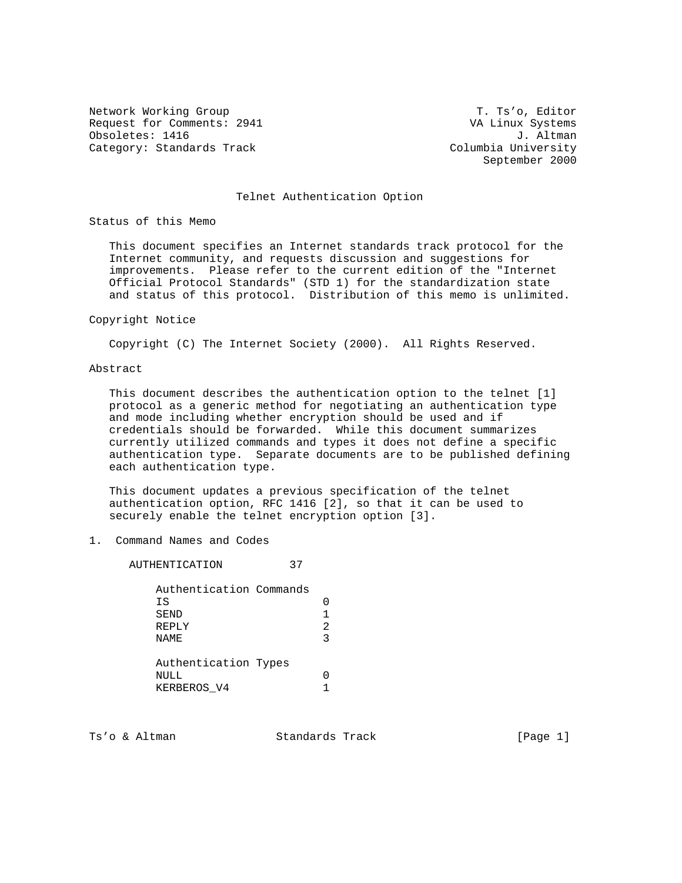Network Working Group T. Ts'o, Editor
Request for Comments: 2941 VA Linux Systems
Obsoletes: 1416 J. Altman
Category: Standards Track Columbia University
September 2000

# Telnet Authentication Option

## Status of this Memo

This document specifies an Internet standards track protocol for the Internet community, and requests discussion and suggestions for improvements. Please refer to the current edition of the "Internet Official Protocol Standards" (STD 1) for the standardization state and status of this protocol. Distribution of this memo is unlimited.

## Copyright Notice

Copyright (C) The Internet Society (2000). All Rights Reserved.

## Abstract

This document describes the authentication option to the telnet [1] protocol as a generic method for negotiating an authentication type and mode including whether encryption should be used and if credentials should be forwarded. While this document summarizes currently utilized commands and types it does not define a specific authentication type. Separate documents are to be published defining each authentication type.

This document updates a previous specification of the telnet authentication option, RFC 1416 [2], so that it can be used to securely enable the telnet encryption option [3].

## 1. Command Names and Codes

```
   AUTHENTICATION         37

      Authentication Commands
      IS                     0
      SEND                   1
      REPLY                  2
      NAME                   3

      Authentication Types
      NULL                   0
      KERBEROS_V4            1
```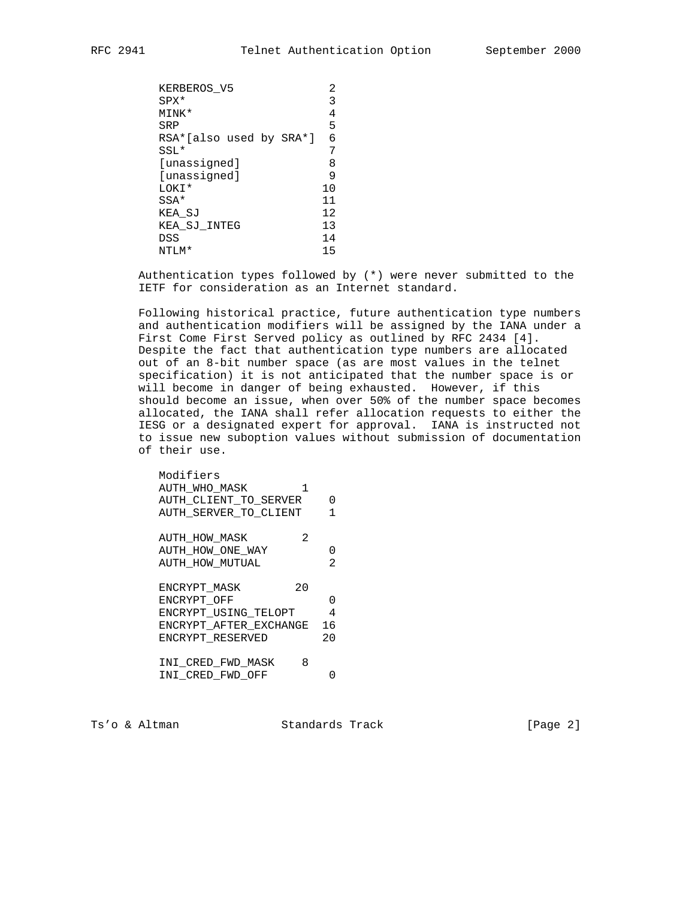```
KERBEROS_V5              2
SPX*                     3
MINK*                    4
SRP                      5
RSA*[also used by SRA*]  6
SSL*                     7
[unassigned]             8
[unassigned]             9
LOKI*                   10
SSA*                    11
KEA_SJ                  12
KEA_SJ_INTEG            13
DSS                     14
NTLM*                   15
```

Authentication types followed by (*) were never submitted to the IETF for consideration as an Internet standard.

Following historical practice, future authentication type numbers and authentication modifiers will be assigned by the IANA under a First Come First Served policy as outlined by RFC 2434 [4]. Despite the fact that authentication type numbers are allocated out of an 8-bit number space (as are most values in the telnet specification) it is not anticipated that the number space is or will become in danger of being exhausted. However, if this should become an issue, when over 50% of the number space becomes allocated, the IANA shall refer allocation requests to either the IESG or a designated expert for approval. IANA is instructed not to issue new suboption values without submission of documentation of their use.

```
Modifiers
AUTH_WHO_MASK        1
AUTH_CLIENT_TO_SERVER    0
AUTH_SERVER_TO_CLIENT    1

AUTH_HOW_MASK        2
AUTH_HOW_ONE_WAY         0
AUTH_HOW_MUTUAL          2

ENCRYPT_MASK        20
ENCRYPT_OFF              0
ENCRYPT_USING_TELOPT     4
ENCRYPT_AFTER_EXCHANGE  16
ENCRYPT_RESERVED        20

INI_CRED_FWD_MASK    8
INI_CRED_FWD_OFF         0
```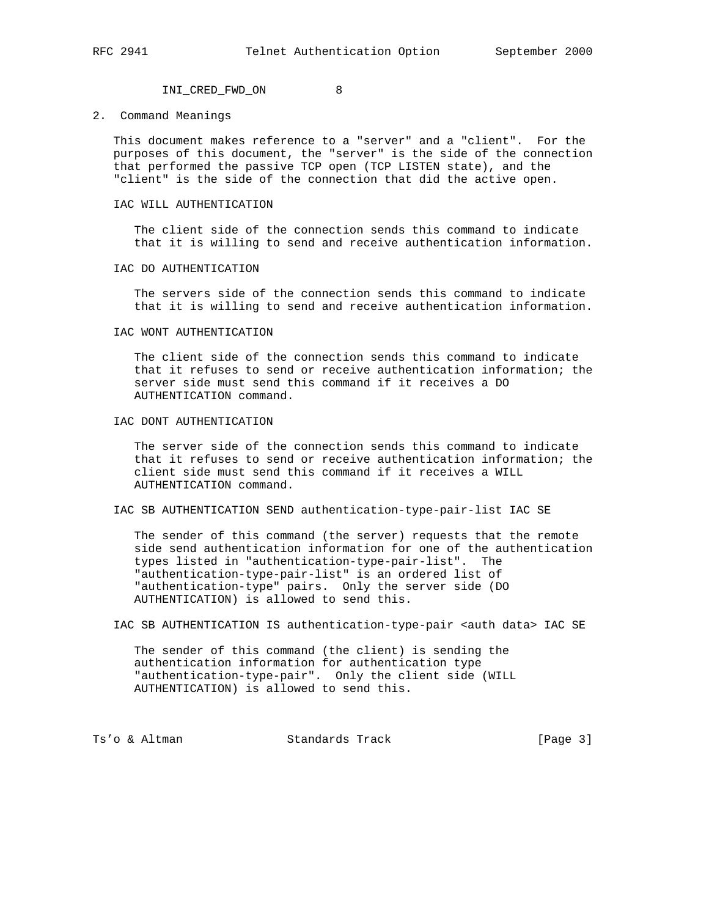INI_CRED_FWD_ON         8

## 2. Command Meanings

This document makes reference to a "server" and a "client". For the purposes of this document, the "server" is the side of the connection that performed the passive TCP open (TCP LISTEN state), and the "client" is the side of the connection that did the active open.

IAC WILL AUTHENTICATION

The client side of the connection sends this command to indicate that it is willing to send and receive authentication information.

IAC DO AUTHENTICATION

The servers side of the connection sends this command to indicate that it is willing to send and receive authentication information.

IAC WONT AUTHENTICATION

The client side of the connection sends this command to indicate that it refuses to send or receive authentication information; the server side must send this command if it receives a DO AUTHENTICATION command.

IAC DONT AUTHENTICATION

The server side of the connection sends this command to indicate that it refuses to send or receive authentication information; the client side must send this command if it receives a WILL AUTHENTICATION command.

IAC SB AUTHENTICATION SEND authentication-type-pair-list IAC SE

The sender of this command (the server) requests that the remote side send authentication information for one of the authentication types listed in "authentication-type-pair-list". The "authentication-type-pair-list" is an ordered list of "authentication-type" pairs. Only the server side (DO AUTHENTICATION) is allowed to send this.

IAC SB AUTHENTICATION IS authentication-type-pair <auth data> IAC SE

The sender of this command (the client) is sending the authentication information for authentication type "authentication-type-pair". Only the client side (WILL AUTHENTICATION) is allowed to send this.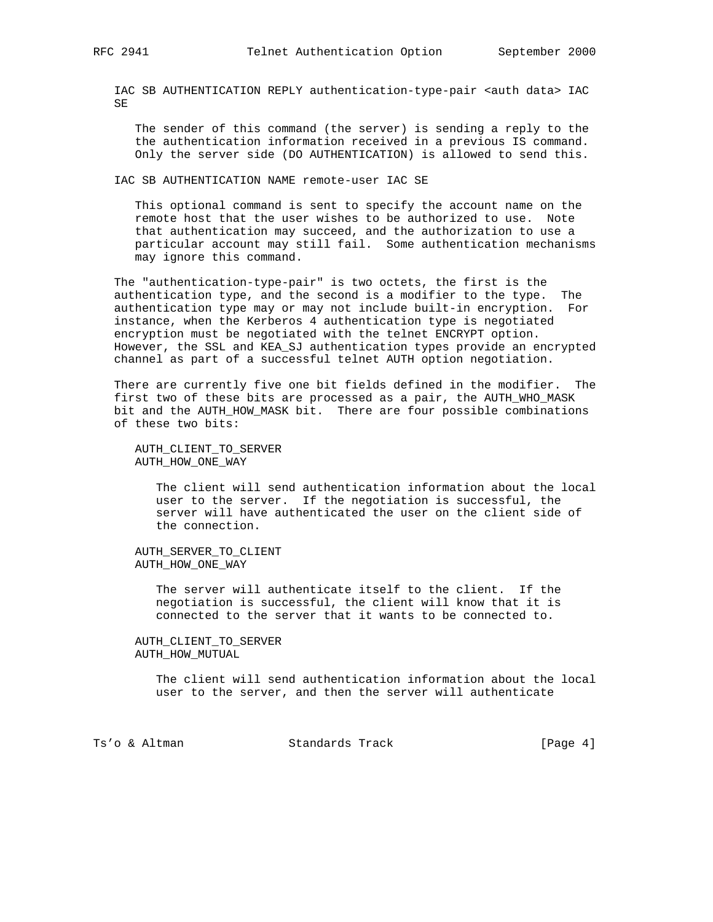IAC SB AUTHENTICATION REPLY authentication-type-pair <auth data> IAC SE

The sender of this command (the server) is sending a reply to the the authentication information received in a previous IS command. Only the server side (DO AUTHENTICATION) is allowed to send this.

IAC SB AUTHENTICATION NAME remote-user IAC SE

This optional command is sent to specify the account name on the remote host that the user wishes to be authorized to use. Note that authentication may succeed, and the authorization to use a particular account may still fail. Some authentication mechanisms may ignore this command.

The "authentication-type-pair" is two octets, the first is the authentication type, and the second is a modifier to the type. The authentication type may or may not include built-in encryption. For instance, when the Kerberos 4 authentication type is negotiated encryption must be negotiated with the telnet ENCRYPT option. However, the SSL and KEA_SJ authentication types provide an encrypted channel as part of a successful telnet AUTH option negotiation.

There are currently five one bit fields defined in the modifier. The first two of these bits are processed as a pair, the AUTH_WHO_MASK bit and the AUTH_HOW_MASK bit. There are four possible combinations of these two bits:

AUTH_CLIENT_TO_SERVER
AUTH_HOW_ONE_WAY

The client will send authentication information about the local user to the server. If the negotiation is successful, the server will have authenticated the user on the client side of the connection.

AUTH_SERVER_TO_CLIENT
AUTH_HOW_ONE_WAY

The server will authenticate itself to the client. If the negotiation is successful, the client will know that it is connected to the server that it wants to be connected to.

AUTH_CLIENT_TO_SERVER
AUTH_HOW_MUTUAL

The client will send authentication information about the local user to the server, and then the server will authenticate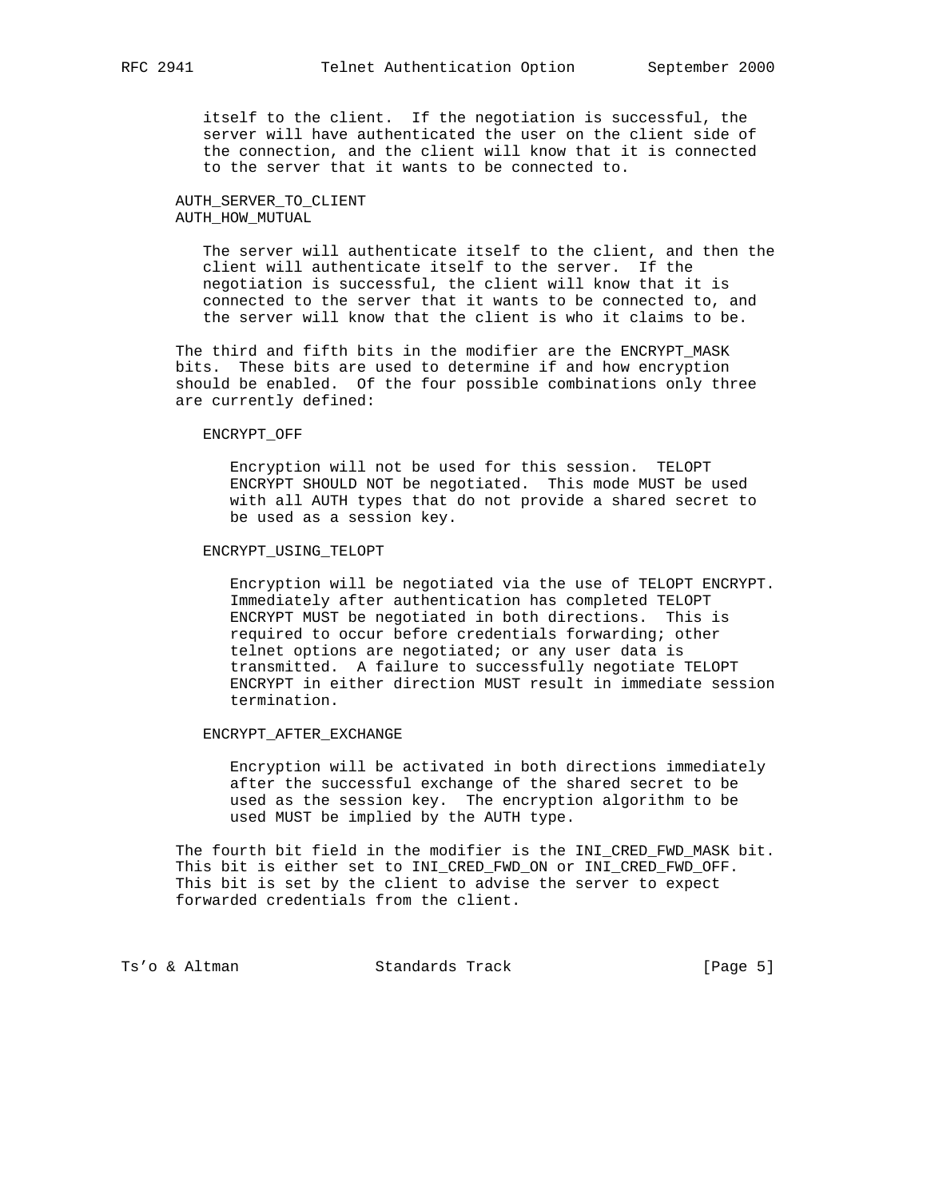itself to the client. If the negotiation is successful, the server will have authenticated the user on the client side of the connection, and the client will know that it is connected to the server that it wants to be connected to.

AUTH_SERVER_TO_CLIENT
AUTH_HOW_MUTUAL

The server will authenticate itself to the client, and then the client will authenticate itself to the server. If the negotiation is successful, the client will know that it is connected to the server that it wants to be connected to, and the server will know that the client is who it claims to be.

The third and fifth bits in the modifier are the ENCRYPT_MASK bits. These bits are used to determine if and how encryption should be enabled. Of the four possible combinations only three are currently defined:

ENCRYPT_OFF

Encryption will not be used for this session. TELOPT ENCRYPT SHOULD NOT be negotiated. This mode MUST be used with all AUTH types that do not provide a shared secret to be used as a session key.

ENCRYPT_USING_TELOPT

Encryption will be negotiated via the use of TELOPT ENCRYPT. Immediately after authentication has completed TELOPT ENCRYPT MUST be negotiated in both directions. This is required to occur before credentials forwarding; other telnet options are negotiated; or any user data is transmitted. A failure to successfully negotiate TELOPT ENCRYPT in either direction MUST result in immediate session termination.

ENCRYPT_AFTER_EXCHANGE

Encryption will be activated in both directions immediately after the successful exchange of the shared secret to be used as the session key. The encryption algorithm to be used MUST be implied by the AUTH type.

The fourth bit field in the modifier is the INI_CRED_FWD_MASK bit. This bit is either set to INI_CRED_FWD_ON or INI_CRED_FWD_OFF. This bit is set by the client to advise the server to expect forwarded credentials from the client.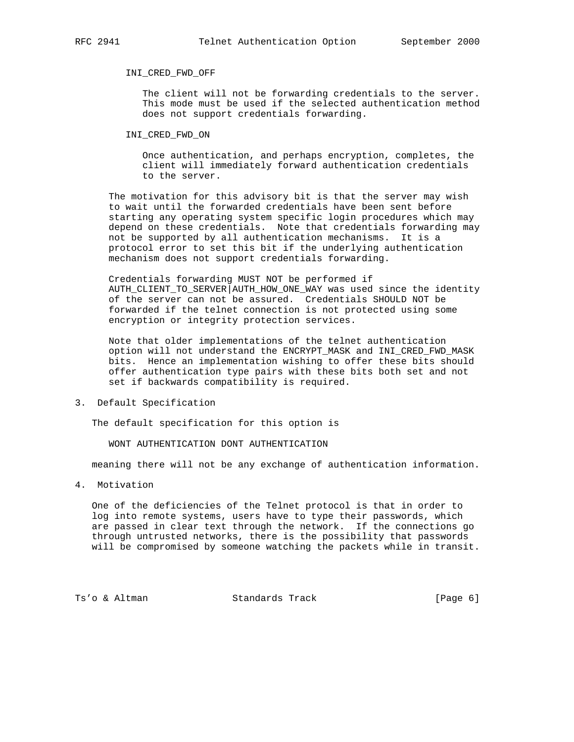INI_CRED_FWD_OFF

The client will not be forwarding credentials to the server. This mode must be used if the selected authentication method does not support credentials forwarding.

INI_CRED_FWD_ON

Once authentication, and perhaps encryption, completes, the client will immediately forward authentication credentials to the server.

The motivation for this advisory bit is that the server may wish to wait until the forwarded credentials have been sent before starting any operating system specific login procedures which may depend on these credentials. Note that credentials forwarding may not be supported by all authentication mechanisms. It is a protocol error to set this bit if the underlying authentication mechanism does not support credentials forwarding.

Credentials forwarding MUST NOT be performed if AUTH_CLIENT_TO_SERVER|AUTH_HOW_ONE_WAY was used since the identity of the server can not be assured. Credentials SHOULD NOT be forwarded if the telnet connection is not protected using some encryption or integrity protection services.

Note that older implementations of the telnet authentication option will not understand the ENCRYPT_MASK and INI_CRED_FWD_MASK bits. Hence an implementation wishing to offer these bits should offer authentication type pairs with these bits both set and not set if backwards compatibility is required.

## 3. Default Specification

The default specification for this option is

WONT AUTHENTICATION DONT AUTHENTICATION

meaning there will not be any exchange of authentication information.

## 4. Motivation

One of the deficiencies of the Telnet protocol is that in order to log into remote systems, users have to type their passwords, which are passed in clear text through the network. If the connections go through untrusted networks, there is the possibility that passwords will be compromised by someone watching the packets while in transit.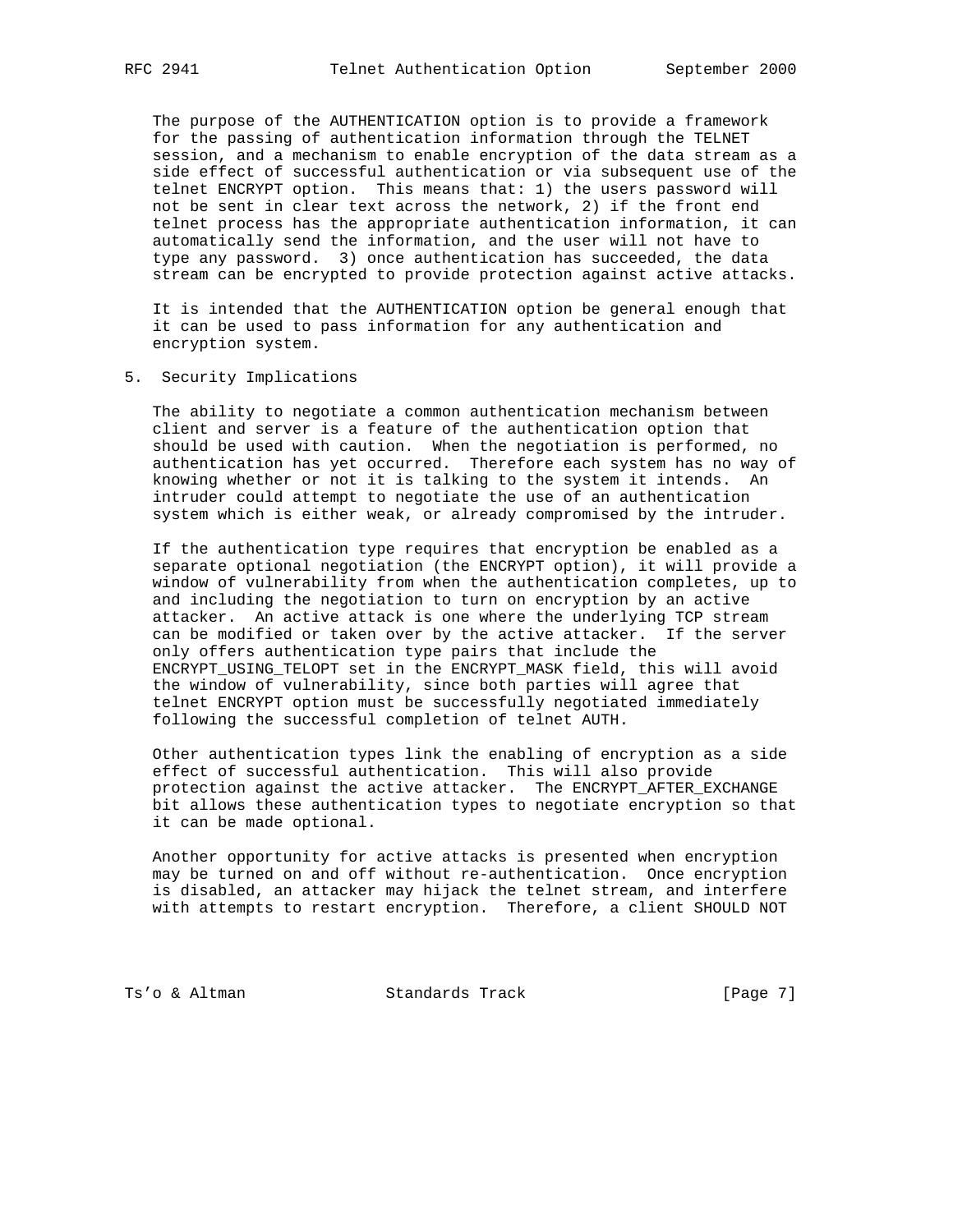The purpose of the AUTHENTICATION option is to provide a framework for the passing of authentication information through the TELNET session, and a mechanism to enable encryption of the data stream as a side effect of successful authentication or via subsequent use of the telnet ENCRYPT option. This means that: 1) the users password will not be sent in clear text across the network, 2) if the front end telnet process has the appropriate authentication information, it can automatically send the information, and the user will not have to type any password. 3) once authentication has succeeded, the data stream can be encrypted to provide protection against active attacks.

It is intended that the AUTHENTICATION option be general enough that it can be used to pass information for any authentication and encryption system.

## 5. Security Implications

The ability to negotiate a common authentication mechanism between client and server is a feature of the authentication option that should be used with caution. When the negotiation is performed, no authentication has yet occurred. Therefore each system has no way of knowing whether or not it is talking to the system it intends. An intruder could attempt to negotiate the use of an authentication system which is either weak, or already compromised by the intruder.

If the authentication type requires that encryption be enabled as a separate optional negotiation (the ENCRYPT option), it will provide a window of vulnerability from when the authentication completes, up to and including the negotiation to turn on encryption by an active attacker. An active attack is one where the underlying TCP stream can be modified or taken over by the active attacker. If the server only offers authentication type pairs that include the ENCRYPT_USING_TELOPT set in the ENCRYPT_MASK field, this will avoid the window of vulnerability, since both parties will agree that telnet ENCRYPT option must be successfully negotiated immediately following the successful completion of telnet AUTH.

Other authentication types link the enabling of encryption as a side effect of successful authentication. This will also provide protection against the active attacker. The ENCRYPT_AFTER_EXCHANGE bit allows these authentication types to negotiate encryption so that it can be made optional.

Another opportunity for active attacks is presented when encryption may be turned on and off without re-authentication. Once encryption is disabled, an attacker may hijack the telnet stream, and interfere with attempts to restart encryption. Therefore, a client SHOULD NOT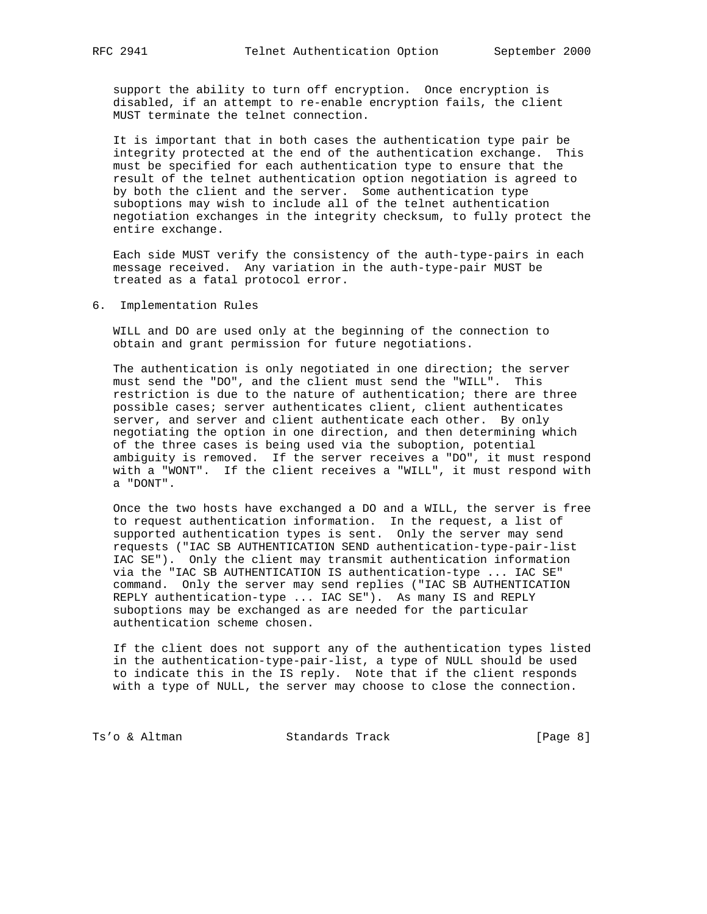support the ability to turn off encryption. Once encryption is disabled, if an attempt to re-enable encryption fails, the client MUST terminate the telnet connection.

It is important that in both cases the authentication type pair be integrity protected at the end of the authentication exchange. This must be specified for each authentication type to ensure that the result of the telnet authentication option negotiation is agreed to by both the client and the server. Some authentication type suboptions may wish to include all of the telnet authentication negotiation exchanges in the integrity checksum, to fully protect the entire exchange.

Each side MUST verify the consistency of the auth-type-pairs in each message received. Any variation in the auth-type-pair MUST be treated as a fatal protocol error.

## 6. Implementation Rules

WILL and DO are used only at the beginning of the connection to obtain and grant permission for future negotiations.

The authentication is only negotiated in one direction; the server must send the "DO", and the client must send the "WILL". This restriction is due to the nature of authentication; there are three possible cases; server authenticates client, client authenticates server, and server and client authenticate each other. By only negotiating the option in one direction, and then determining which of the three cases is being used via the suboption, potential ambiguity is removed. If the server receives a "DO", it must respond with a "WONT". If the client receives a "WILL", it must respond with a "DONT".

Once the two hosts have exchanged a DO and a WILL, the server is free to request authentication information. In the request, a list of supported authentication types is sent. Only the server may send requests ("IAC SB AUTHENTICATION SEND authentication-type-pair-list IAC SE"). Only the client may transmit authentication information via the "IAC SB AUTHENTICATION IS authentication-type ... IAC SE" command. Only the server may send replies ("IAC SB AUTHENTICATION REPLY authentication-type ... IAC SE"). As many IS and REPLY suboptions may be exchanged as are needed for the particular authentication scheme chosen.

If the client does not support any of the authentication types listed in the authentication-type-pair-list, a type of NULL should be used to indicate this in the IS reply. Note that if the client responds with a type of NULL, the server may choose to close the connection.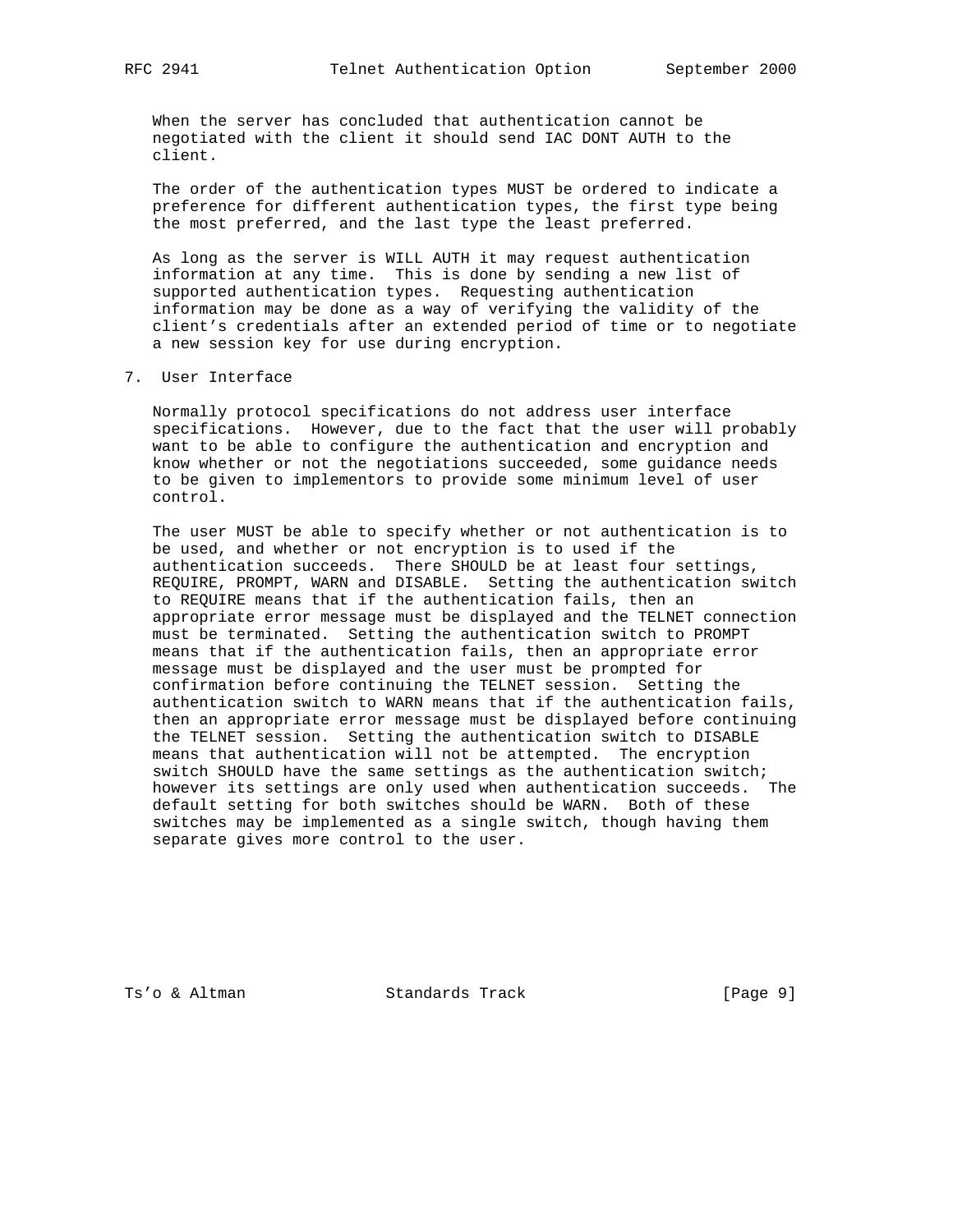When the server has concluded that authentication cannot be negotiated with the client it should send IAC DONT AUTH to the client.

The order of the authentication types MUST be ordered to indicate a preference for different authentication types, the first type being the most preferred, and the last type the least preferred.

As long as the server is WILL AUTH it may request authentication information at any time. This is done by sending a new list of supported authentication types. Requesting authentication information may be done as a way of verifying the validity of the client’s credentials after an extended period of time or to negotiate a new session key for use during encryption.

## 7. User Interface

Normally protocol specifications do not address user interface specifications. However, due to the fact that the user will probably want to be able to configure the authentication and encryption and know whether or not the negotiations succeeded, some guidance needs to be given to implementors to provide some minimum level of user control.

The user MUST be able to specify whether or not authentication is to be used, and whether or not encryption is to used if the authentication succeeds. There SHOULD be at least four settings, REQUIRE, PROMPT, WARN and DISABLE. Setting the authentication switch to REQUIRE means that if the authentication fails, then an appropriate error message must be displayed and the TELNET connection must be terminated. Setting the authentication switch to PROMPT means that if the authentication fails, then an appropriate error message must be displayed and the user must be prompted for confirmation before continuing the TELNET session. Setting the authentication switch to WARN means that if the authentication fails, then an appropriate error message must be displayed before continuing the TELNET session. Setting the authentication switch to DISABLE means that authentication will not be attempted. The encryption switch SHOULD have the same settings as the authentication switch; however its settings are only used when authentication succeeds. The default setting for both switches should be WARN. Both of these switches may be implemented as a single switch, though having them separate gives more control to the user.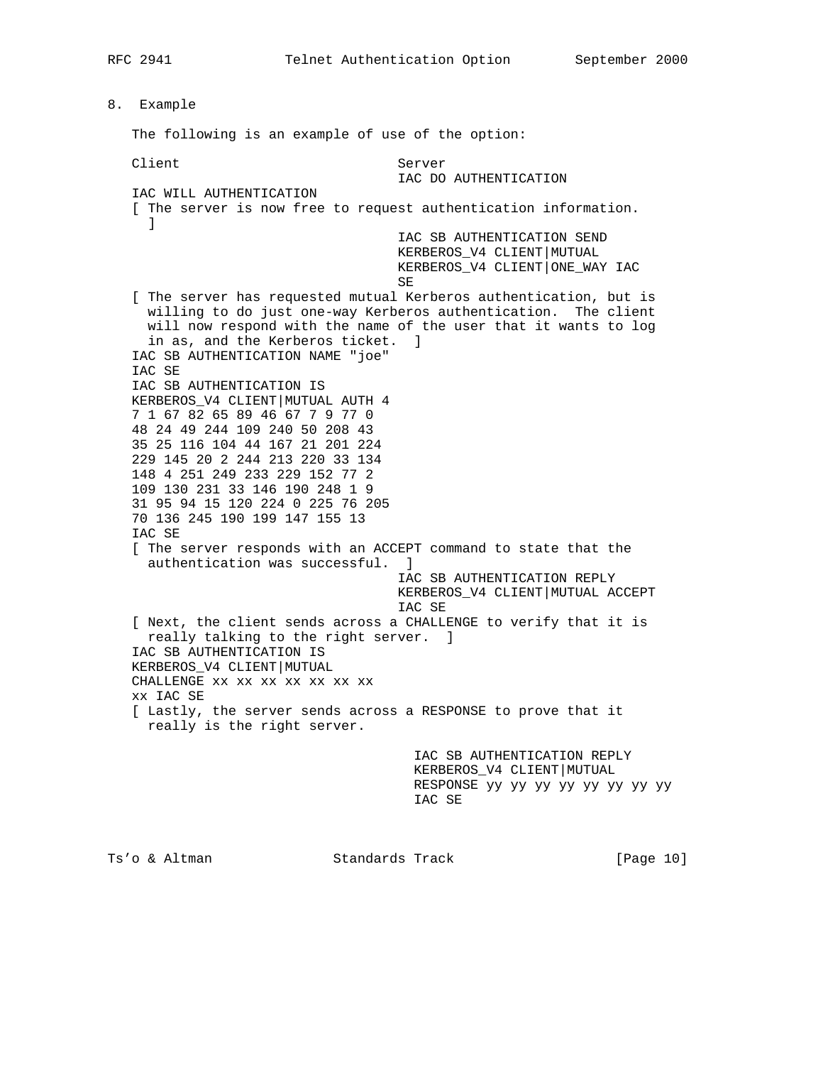## 8. Example

The following is an example of use of the option:

```
Client                            Server
                                  IAC DO AUTHENTICATION
IAC WILL AUTHENTICATION
[ The server is now free to request authentication information.
  ]
                                  IAC SB AUTHENTICATION SEND
                                  KERBEROS_V4 CLIENT|MUTUAL
                                  KERBEROS_V4 CLIENT|ONE_WAY IAC
                                  SE
[ The server has requested mutual Kerberos authentication, but is
  willing to do just one-way Kerberos authentication.  The client
  will now respond with the name of the user that it wants to log
  in as, and the Kerberos ticket.  ]
IAC SB AUTHENTICATION NAME "joe"
IAC SE
IAC SB AUTHENTICATION IS
KERBEROS_V4 CLIENT|MUTUAL AUTH 4
7 1 67 82 65 89 46 67 7 9 77 0
48 24 49 244 109 240 50 208 43
35 25 116 104 44 167 21 201 224
229 145 20 2 244 213 220 33 134
148 4 251 249 233 229 152 77 2
109 130 231 33 146 190 248 1 9
31 95 94 15 120 224 0 225 76 205
70 136 245 190 199 147 155 13
IAC SE
[ The server responds with an ACCEPT command to state that the
  authentication was successful.  ]
                                  IAC SB AUTHENTICATION REPLY
                                  KERBEROS_V4 CLIENT|MUTUAL ACCEPT
                                  IAC SE
[ Next, the client sends across a CHALLENGE to verify that it is
  really talking to the right server.  ]
IAC SB AUTHENTICATION IS
KERBEROS_V4 CLIENT|MUTUAL
CHALLENGE xx xx xx xx xx xx xx
xx IAC SE
[ Lastly, the server sends across a RESPONSE to prove that it
  really is the right server.

                                    IAC SB AUTHENTICATION REPLY
                                    KERBEROS_V4 CLIENT|MUTUAL
                                    RESPONSE yy yy yy yy yy yy yy yy
                                    IAC SE
```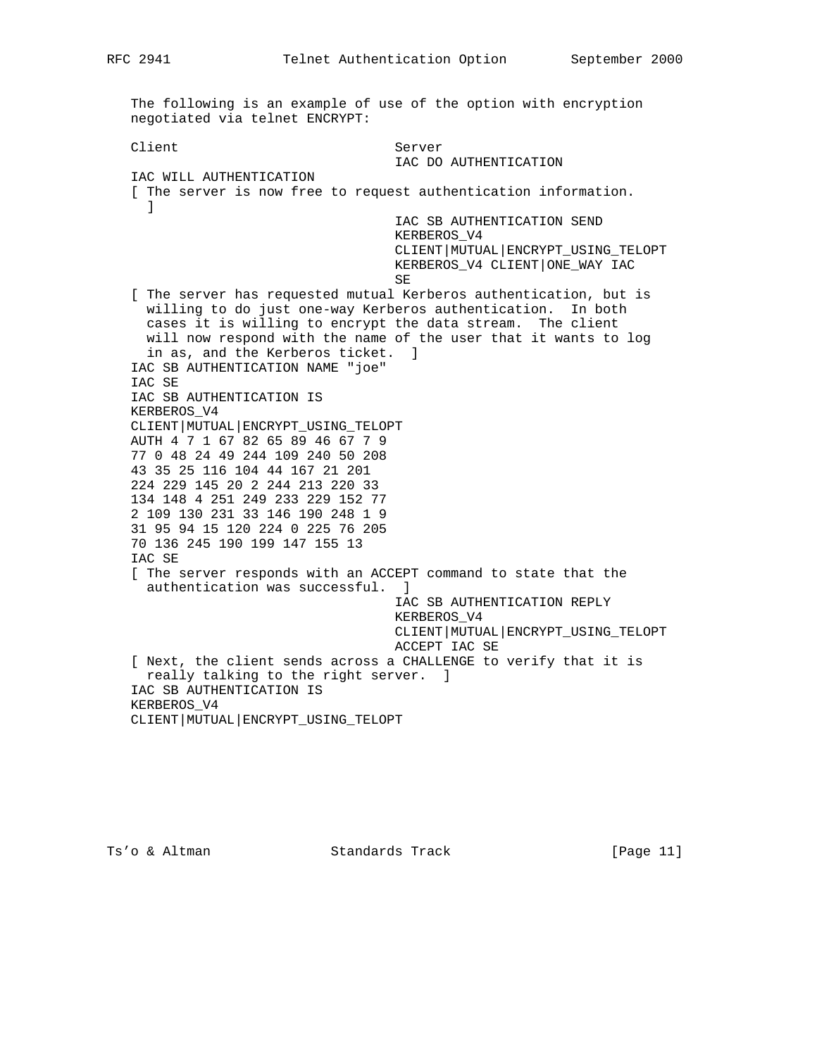The following is an example of use of the option with encryption negotiated via telnet ENCRYPT:

```
Client                            Server
                                  IAC DO AUTHENTICATION
IAC WILL AUTHENTICATION
[ The server is now free to request authentication information.
  ]
                                  IAC SB AUTHENTICATION SEND
                                  KERBEROS_V4
                                  CLIENT|MUTUAL|ENCRYPT_USING_TELOPT
                                  KERBEROS_V4 CLIENT|ONE_WAY IAC
                                  SE
[ The server has requested mutual Kerberos authentication, but is
  willing to do just one-way Kerberos authentication.  In both
  cases it is willing to encrypt the data stream.  The client
  will now respond with the name of the user that it wants to log
  in as, and the Kerberos ticket.  ]
IAC SB AUTHENTICATION NAME "joe"
IAC SE
IAC SB AUTHENTICATION IS
KERBEROS_V4
CLIENT|MUTUAL|ENCRYPT_USING_TELOPT
AUTH 4 7 1 67 82 65 89 46 67 7 9
77 0 48 24 49 244 109 240 50 208
43 35 25 116 104 44 167 21 201
224 229 145 20 2 244 213 220 33
134 148 4 251 249 233 229 152 77
2 109 130 231 33 146 190 248 1 9
31 95 94 15 120 224 0 225 76 205
70 136 245 190 199 147 155 13
IAC SE
[ The server responds with an ACCEPT command to state that the
  authentication was successful.  ]
                                  IAC SB AUTHENTICATION REPLY
                                  KERBEROS_V4
                                  CLIENT|MUTUAL|ENCRYPT_USING_TELOPT
                                  ACCEPT IAC SE
[ Next, the client sends across a CHALLENGE to verify that it is
  really talking to the right server.  ]
IAC SB AUTHENTICATION IS
KERBEROS_V4
CLIENT|MUTUAL|ENCRYPT_USING_TELOPT
```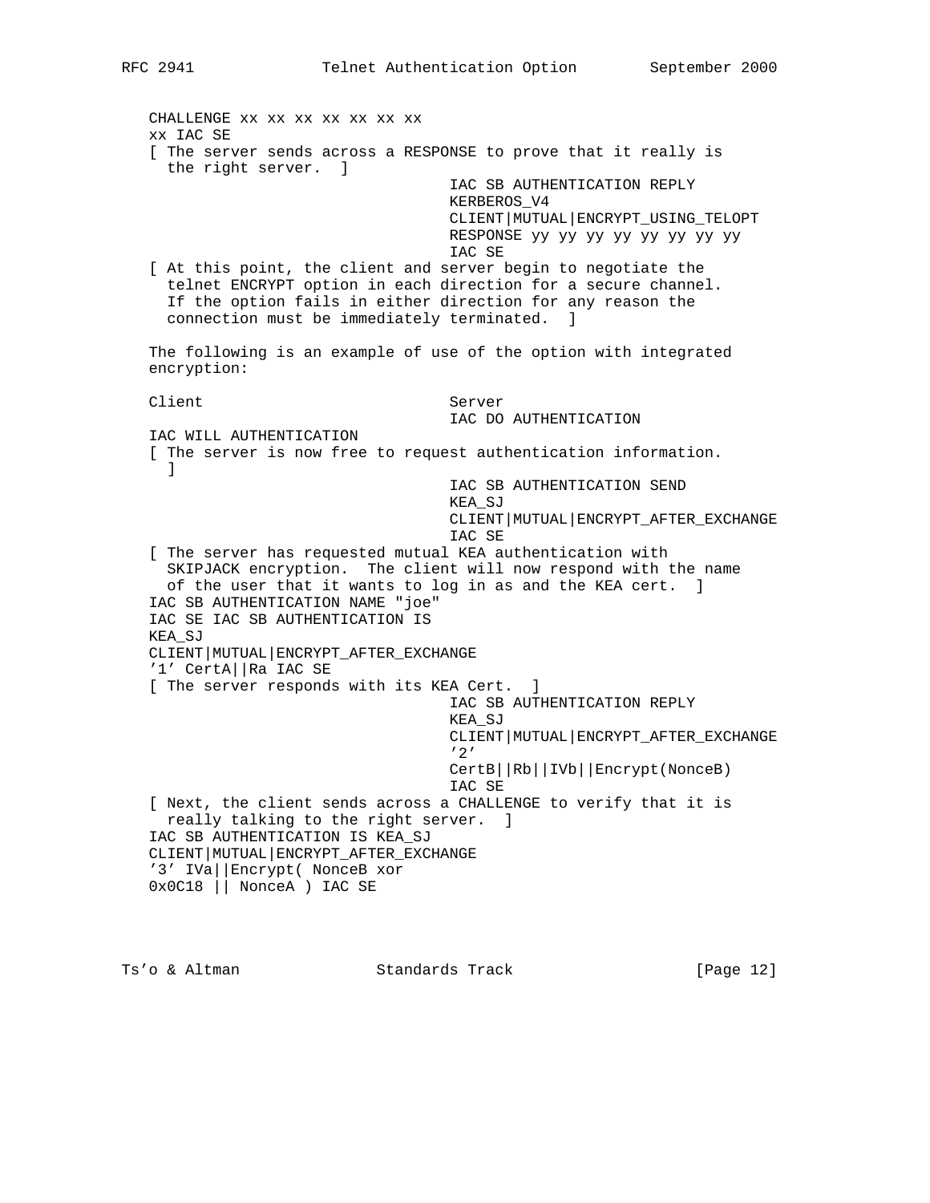```
   CHALLENGE xx xx xx xx xx xx xx
   xx IAC SE
   [ The server sends across a RESPONSE to prove that it really is
     the right server.  ]
                                    IAC SB AUTHENTICATION REPLY
                                    KERBEROS_V4
                                    CLIENT|MUTUAL|ENCRYPT_USING_TELOPT
                                    RESPONSE yy yy yy yy yy yy yy yy
                                    IAC SE
   [ At this point, the client and server begin to negotiate the
     telnet ENCRYPT option in each direction for a secure channel.
     If the option fails in either direction for any reason the
     connection must be immediately terminated.  ]

   The following is an example of use of the option with integrated
   encryption:

   Client                           Server
                                    IAC DO AUTHENTICATION
   IAC WILL AUTHENTICATION
   [ The server is now free to request authentication information.
     ]
                                    IAC SB AUTHENTICATION SEND
                                    KEA_SJ
                                    CLIENT|MUTUAL|ENCRYPT_AFTER_EXCHANGE
                                    IAC SE
   [ The server has requested mutual KEA authentication with
     SKIPJACK encryption.  The client will now respond with the name
     of the user that it wants to log in as and the KEA cert.  ]
   IAC SB AUTHENTICATION NAME "joe"
   IAC SE IAC SB AUTHENTICATION IS
   KEA_SJ
   CLIENT|MUTUAL|ENCRYPT_AFTER_EXCHANGE
   '1' CertA||Ra IAC SE
   [ The server responds with its KEA Cert.  ]
                                    IAC SB AUTHENTICATION REPLY
                                    KEA_SJ
                                    CLIENT|MUTUAL|ENCRYPT_AFTER_EXCHANGE
                                    '2'
                                    CertB||Rb||IVb||Encrypt(NonceB)
                                    IAC SE
   [ Next, the client sends across a CHALLENGE to verify that it is
     really talking to the right server.  ]
   IAC SB AUTHENTICATION IS KEA_SJ
   CLIENT|MUTUAL|ENCRYPT_AFTER_EXCHANGE
   '3' IVa||Encrypt( NonceB xor
   0x0C18 || NonceA ) IAC SE
```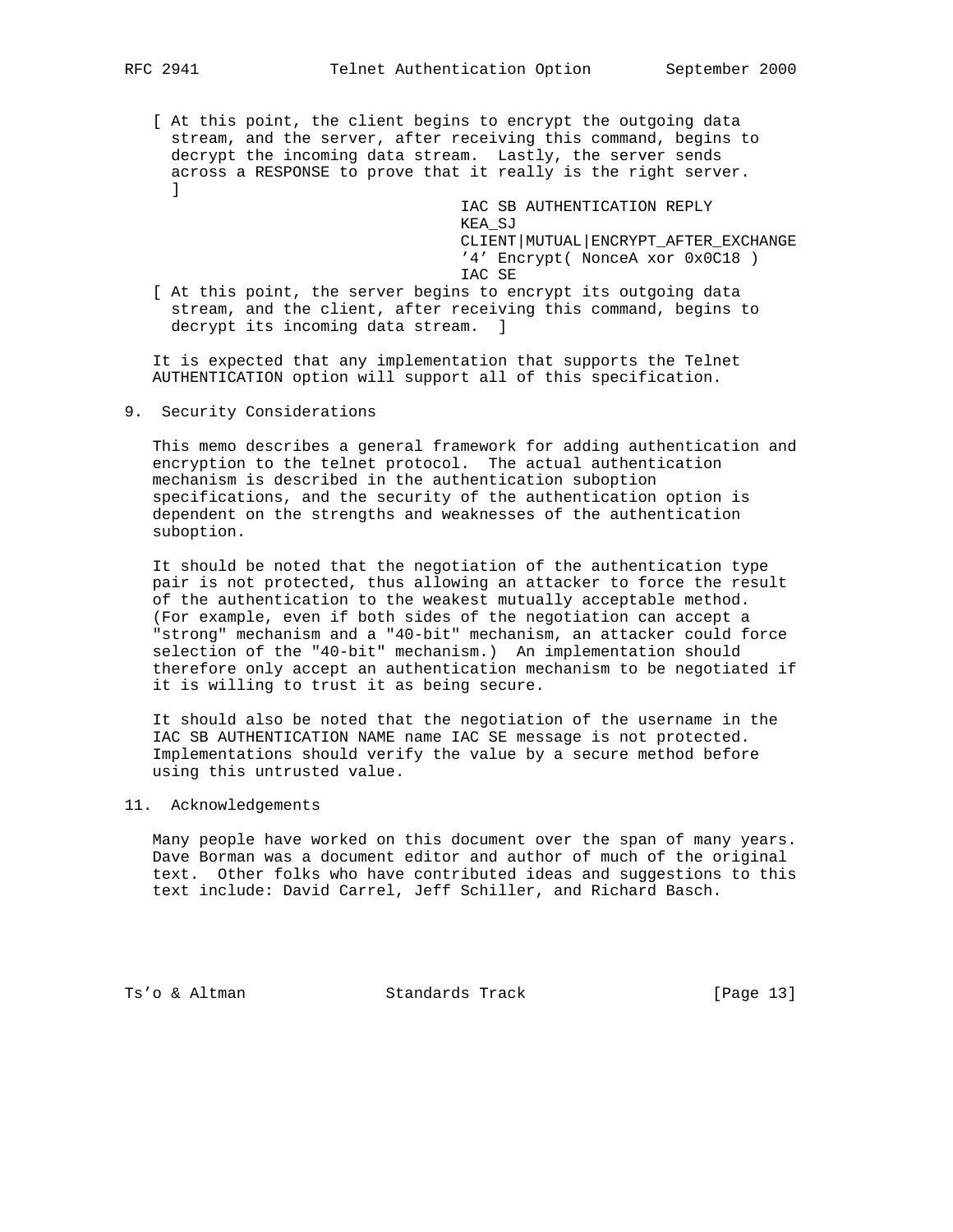[ At this point, the client begins to encrypt the outgoing data stream, and the server, after receiving this command, begins to decrypt the incoming data stream. Lastly, the server sends across a RESPONSE to prove that it really is the right server. ]

```
                                IAC SB AUTHENTICATION REPLY
                                KEA_SJ
                                CLIENT|MUTUAL|ENCRYPT_AFTER_EXCHANGE
                                '4' Encrypt( NonceA xor 0x0C18 )
                                IAC SE
```

[ At this point, the server begins to encrypt its outgoing data stream, and the client, after receiving this command, begins to decrypt its incoming data stream. ]

It is expected that any implementation that supports the Telnet AUTHENTICATION option will support all of this specification.

## 9. Security Considerations

This memo describes a general framework for adding authentication and encryption to the telnet protocol. The actual authentication mechanism is described in the authentication suboption specifications, and the security of the authentication option is dependent on the strengths and weaknesses of the authentication suboption.

It should be noted that the negotiation of the authentication type pair is not protected, thus allowing an attacker to force the result of the authentication to the weakest mutually acceptable method. (For example, even if both sides of the negotiation can accept a "strong" mechanism and a "40-bit" mechanism, an attacker could force selection of the "40-bit" mechanism.) An implementation should therefore only accept an authentication mechanism to be negotiated if it is willing to trust it as being secure.

It should also be noted that the negotiation of the username in the IAC SB AUTHENTICATION NAME name IAC SE message is not protected. Implementations should verify the value by a secure method before using this untrusted value.

## 11. Acknowledgements

Many people have worked on this document over the span of many years. Dave Borman was a document editor and author of much of the original text. Other folks who have contributed ideas and suggestions to this text include: David Carrel, Jeff Schiller, and Richard Basch.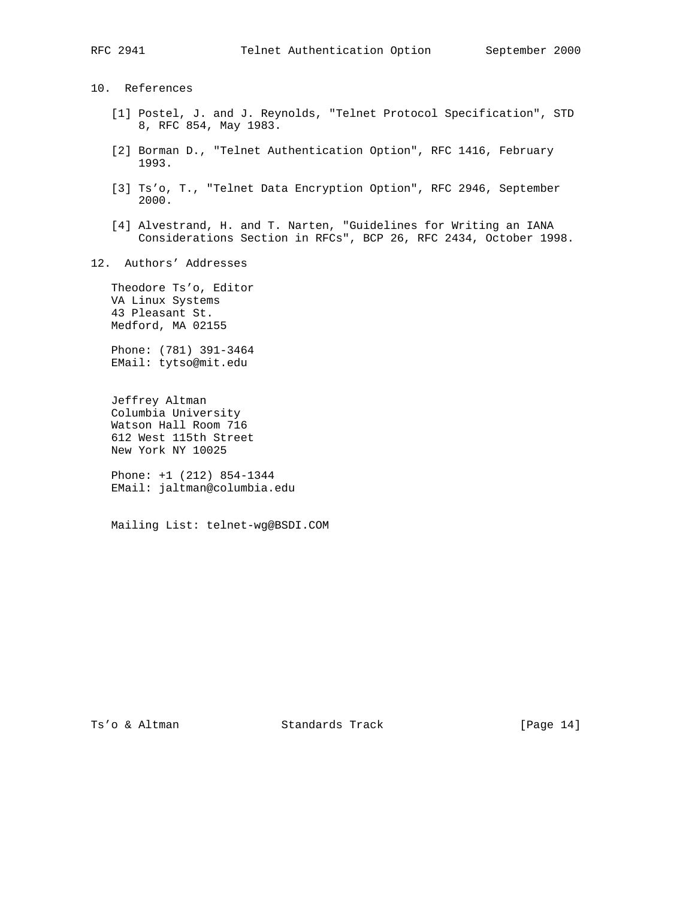## 10. References

[1] Postel, J. and J. Reynolds, "Telnet Protocol Specification", STD 8, RFC 854, May 1983.

[2] Borman D., "Telnet Authentication Option", RFC 1416, February 1993.

[3] Ts'o, T., "Telnet Data Encryption Option", RFC 2946, September 2000.

[4] Alvestrand, H. and T. Narten, "Guidelines for Writing an IANA Considerations Section in RFCs", BCP 26, RFC 2434, October 1998.

## 12. Authors' Addresses

Theodore Ts'o, Editor
VA Linux Systems
43 Pleasant St.
Medford, MA 02155

Phone: (781) 391-3464
EMail: tytso@mit.edu

Jeffrey Altman
Columbia University
Watson Hall Room 716
612 West 115th Street
New York NY 10025

Phone: +1 (212) 854-1344
EMail: jaltman@columbia.edu

Mailing List: telnet-wg@BSDI.COM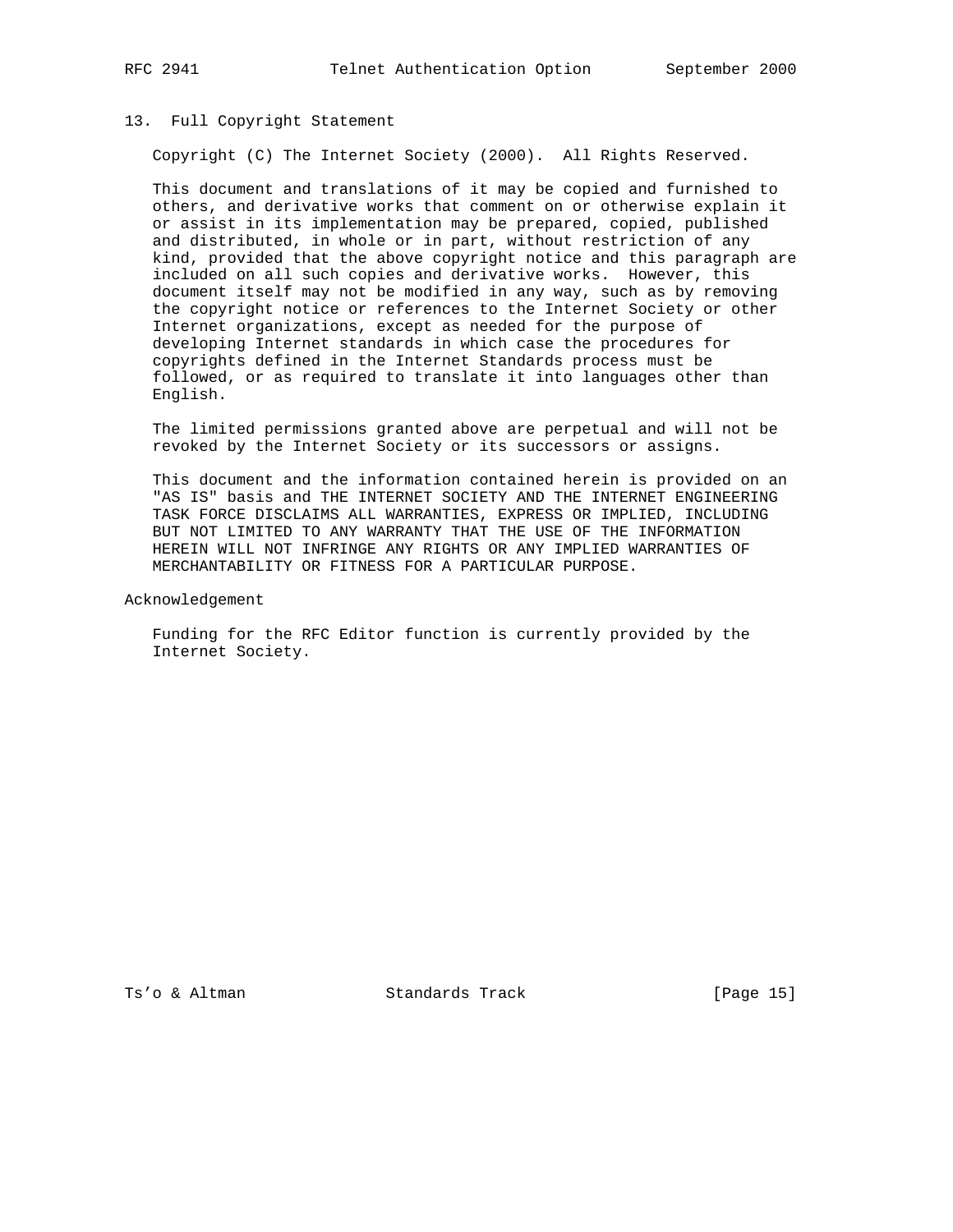## 13. Full Copyright Statement

Copyright (C) The Internet Society (2000). All Rights Reserved.

This document and translations of it may be copied and furnished to others, and derivative works that comment on or otherwise explain it or assist in its implementation may be prepared, copied, published and distributed, in whole or in part, without restriction of any kind, provided that the above copyright notice and this paragraph are included on all such copies and derivative works. However, this document itself may not be modified in any way, such as by removing the copyright notice or references to the Internet Society or other Internet organizations, except as needed for the purpose of developing Internet standards in which case the procedures for copyrights defined in the Internet Standards process must be followed, or as required to translate it into languages other than English.

The limited permissions granted above are perpetual and will not be revoked by the Internet Society or its successors or assigns.

This document and the information contained herein is provided on an "AS IS" basis and THE INTERNET SOCIETY AND THE INTERNET ENGINEERING TASK FORCE DISCLAIMS ALL WARRANTIES, EXPRESS OR IMPLIED, INCLUDING BUT NOT LIMITED TO ANY WARRANTY THAT THE USE OF THE INFORMATION HEREIN WILL NOT INFRINGE ANY RIGHTS OR ANY IMPLIED WARRANTIES OF MERCHANTABILITY OR FITNESS FOR A PARTICULAR PURPOSE.

## Acknowledgement

Funding for the RFC Editor function is currently provided by the Internet Society.